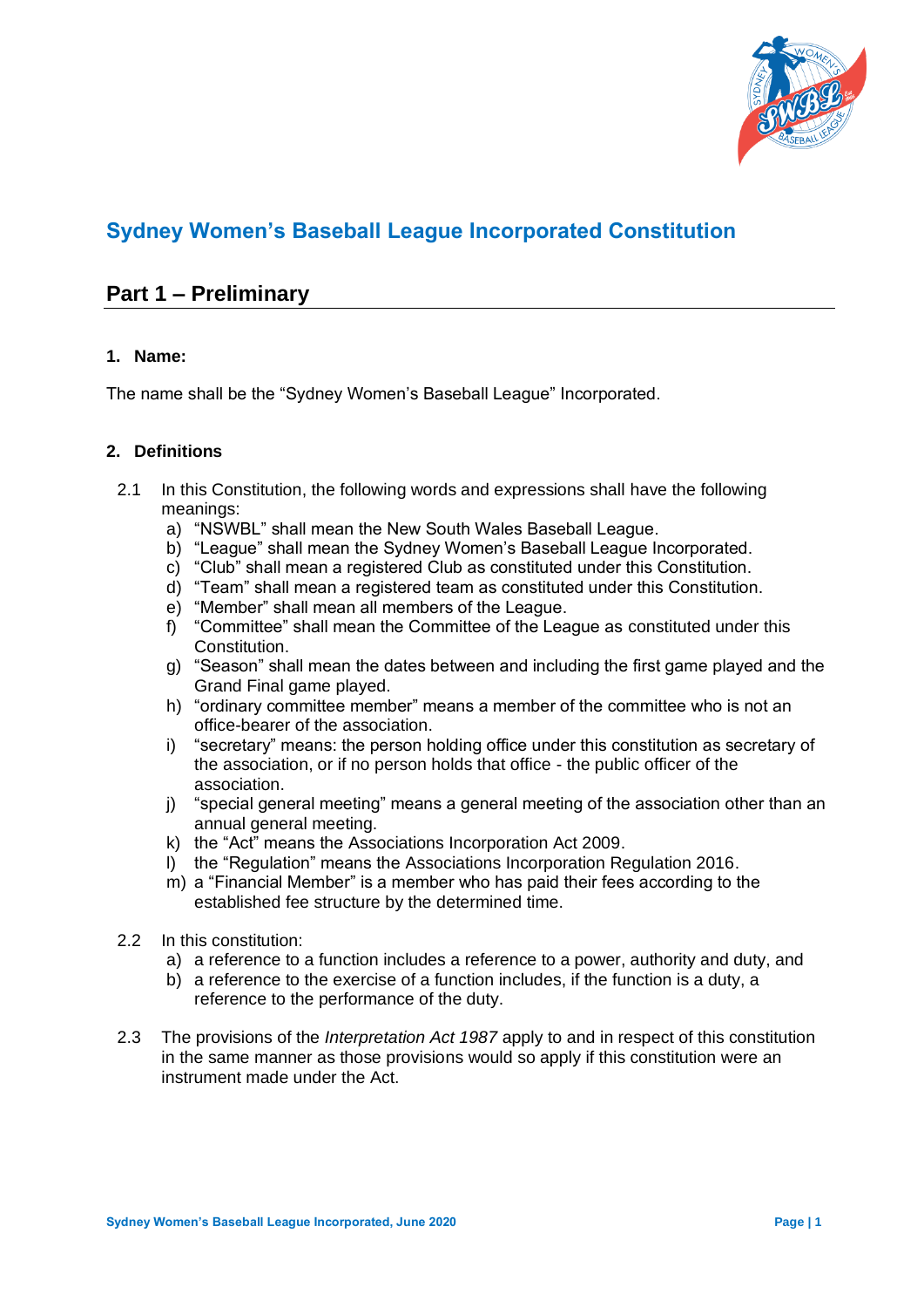# Sydney Women's Baseball League Incorporated Constitution

## Part 1 – Preliminary

### 1. Name:

The name shall be the "Sydney Women's Baseball League" Incorporated.

### 2. Definitions

2.1 In this Constitution, the following words and expressions shall have the following meanings:

a) "NSWBL" shall mean the New South Wales Baseball League.
b) "League" shall mean the Sydney Women's Baseball League Incorporated.
c) "Club" shall mean a registered Club as constituted under this Constitution.
d) "Team" shall mean a registered team as constituted under this Constitution.
e) "Member" shall mean all members of the League.
f) "Committee" shall mean the Committee of the League as constituted under this Constitution.
g) "Season" shall mean the dates between and including the first game played and the Grand Final game played.
h) "ordinary committee member" means a member of the committee who is not an office-bearer of the association.
i) "secretary" means: the person holding office under this constitution as secretary of the association, or if no person holds that office - the public officer of the association.
j) "special general meeting" means a general meeting of the association other than an annual general meeting.
k) the "Act" means the Associations Incorporation Act 2009.
l) the "Regulation" means the Associations Incorporation Regulation 2016.
m) a "Financial Member" is a member who has paid their fees according to the established fee structure by the determined time.

2.2 In this constitution:

a) a reference to a function includes a reference to a power, authority and duty, and
b) a reference to the exercise of a function includes, if the function is a duty, a reference to the performance of the duty.

2.3 The provisions of the *Interpretation Act 1987* apply to and in respect of this constitution in the same manner as those provisions would so apply if this constitution were an instrument made under the Act.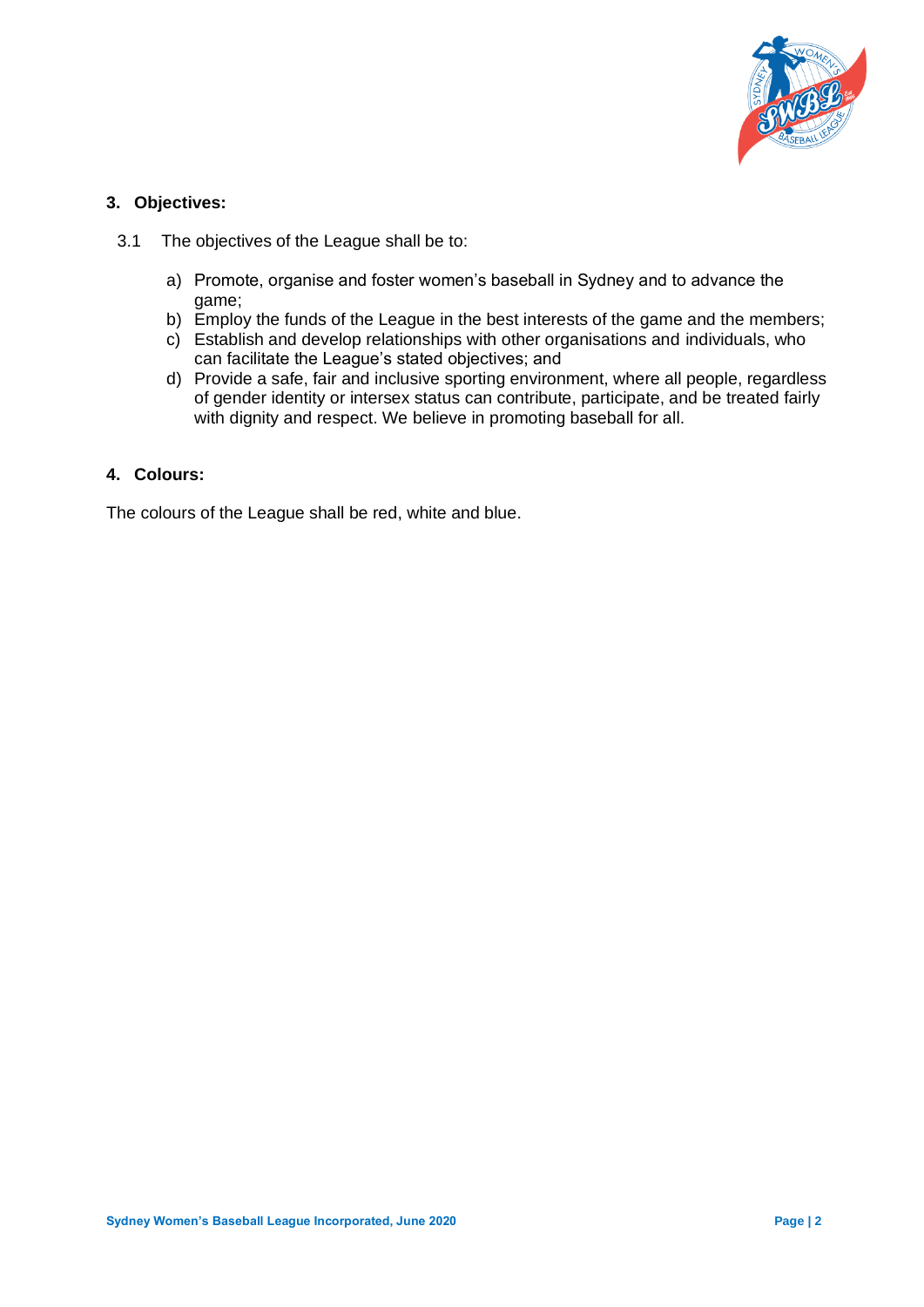## 3. Objectives:

3.1 The objectives of the League shall be to:

a) Promote, organise and foster women's baseball in Sydney and to advance the game;
b) Employ the funds of the League in the best interests of the game and the members;
c) Establish and develop relationships with other organisations and individuals, who can facilitate the League's stated objectives; and
d) Provide a safe, fair and inclusive sporting environment, where all people, regardless of gender identity or intersex status can contribute, participate, and be treated fairly with dignity and respect. We believe in promoting baseball for all.

## 4. Colours:

The colours of the League shall be red, white and blue.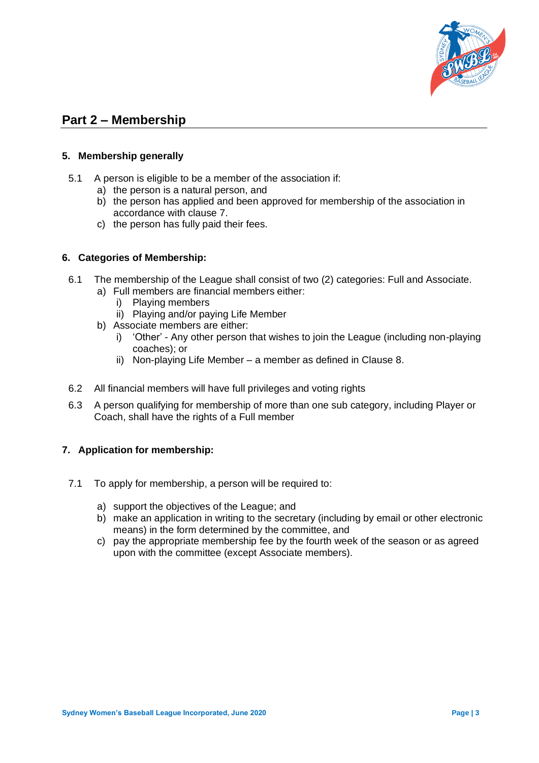## Part 2 – Membership

### 5. Membership generally

5.1 A person is eligible to be a member of the association if:

a) the person is a natural person, and
b) the person has applied and been approved for membership of the association in accordance with clause 7.
c) the person has fully paid their fees.

### 6. Categories of Membership:

6.1 The membership of the League shall consist of two (2) categories: Full and Associate.

a) Full members are financial members either:
   i) Playing members
   ii) Playing and/or paying Life Member
b) Associate members are either:
   i) 'Other' - Any other person that wishes to join the League (including non-playing coaches); or
   ii) Non-playing Life Member – a member as defined in Clause 8.

6.2 All financial members will have full privileges and voting rights

6.3 A person qualifying for membership of more than one sub category, including Player or Coach, shall have the rights of a Full member

### 7. Application for membership:

7.1 To apply for membership, a person will be required to:

a) support the objectives of the League; and
b) make an application in writing to the secretary (including by email or other electronic means) in the form determined by the committee, and
c) pay the appropriate membership fee by the fourth week of the season or as agreed upon with the committee (except Associate members).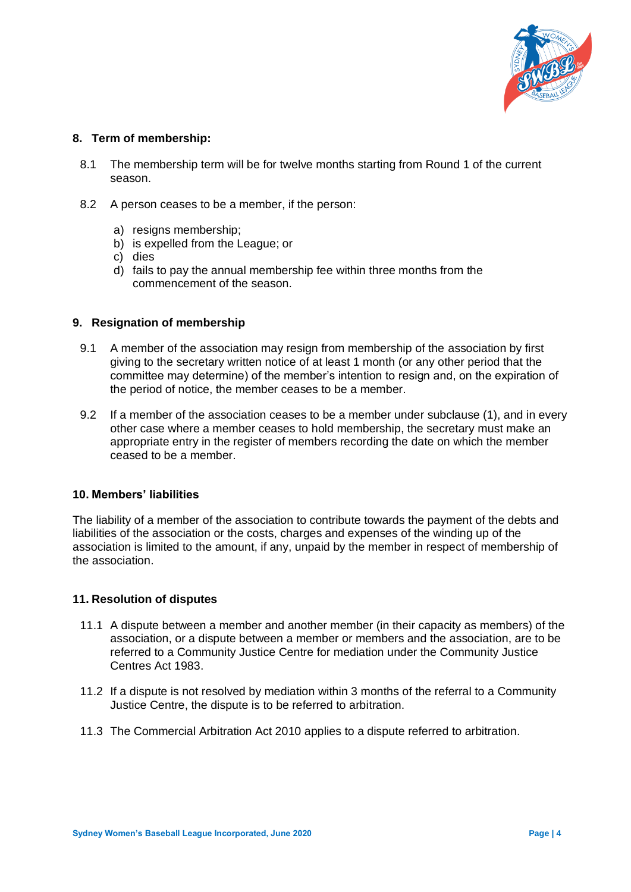## 8. Term of membership:

8.1 The membership term will be for twelve months starting from Round 1 of the current season.

8.2 A person ceases to be a member, if the person:

a) resigns membership;
b) is expelled from the League; or
c) dies
d) fails to pay the annual membership fee within three months from the commencement of the season.

## 9. Resignation of membership

9.1 A member of the association may resign from membership of the association by first giving to the secretary written notice of at least 1 month (or any other period that the committee may determine) of the member's intention to resign and, on the expiration of the period of notice, the member ceases to be a member.

9.2 If a member of the association ceases to be a member under subclause (1), and in every other case where a member ceases to hold membership, the secretary must make an appropriate entry in the register of members recording the date on which the member ceased to be a member.

## 10. Members' liabilities

The liability of a member of the association to contribute towards the payment of the debts and liabilities of the association or the costs, charges and expenses of the winding up of the association is limited to the amount, if any, unpaid by the member in respect of membership of the association.

## 11. Resolution of disputes

11.1 A dispute between a member and another member (in their capacity as members) of the association, or a dispute between a member or members and the association, are to be referred to a Community Justice Centre for mediation under the Community Justice Centres Act 1983.

11.2 If a dispute is not resolved by mediation within 3 months of the referral to a Community Justice Centre, the dispute is to be referred to arbitration.

11.3 The Commercial Arbitration Act 2010 applies to a dispute referred to arbitration.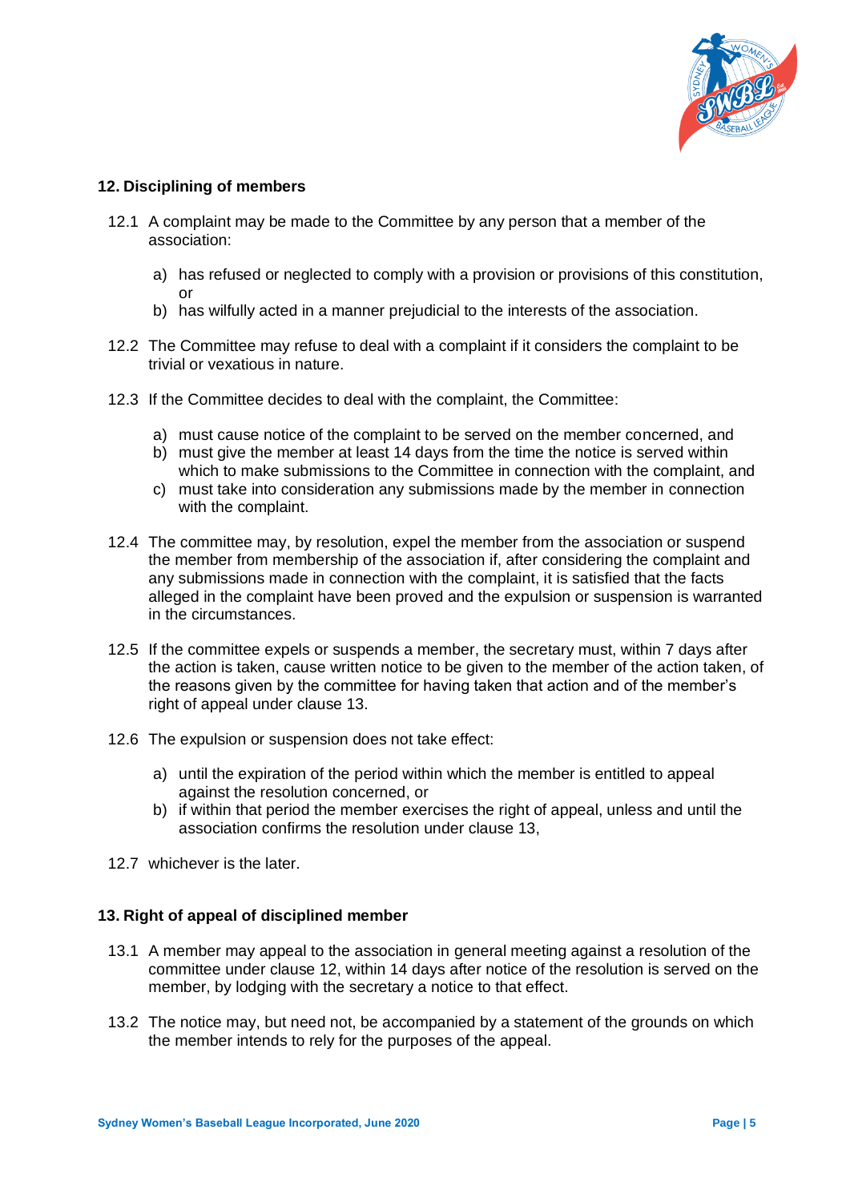## 12. Disciplining of members

12.1 A complaint may be made to the Committee by any person that a member of the association:

a) has refused or neglected to comply with a provision or provisions of this constitution, or
b) has wilfully acted in a manner prejudicial to the interests of the association.

12.2 The Committee may refuse to deal with a complaint if it considers the complaint to be trivial or vexatious in nature.

12.3 If the Committee decides to deal with the complaint, the Committee:

a) must cause notice of the complaint to be served on the member concerned, and
b) must give the member at least 14 days from the time the notice is served within which to make submissions to the Committee in connection with the complaint, and
c) must take into consideration any submissions made by the member in connection with the complaint.

12.4 The committee may, by resolution, expel the member from the association or suspend the member from membership of the association if, after considering the complaint and any submissions made in connection with the complaint, it is satisfied that the facts alleged in the complaint have been proved and the expulsion or suspension is warranted in the circumstances.

12.5 If the committee expels or suspends a member, the secretary must, within 7 days after the action is taken, cause written notice to be given to the member of the action taken, of the reasons given by the committee for having taken that action and of the member's right of appeal under clause 13.

12.6 The expulsion or suspension does not take effect:

a) until the expiration of the period within which the member is entitled to appeal against the resolution concerned, or
b) if within that period the member exercises the right of appeal, unless and until the association confirms the resolution under clause 13,

12.7 whichever is the later.

## 13. Right of appeal of disciplined member

13.1 A member may appeal to the association in general meeting against a resolution of the committee under clause 12, within 14 days after notice of the resolution is served on the member, by lodging with the secretary a notice to that effect.

13.2 The notice may, but need not, be accompanied by a statement of the grounds on which the member intends to rely for the purposes of the appeal.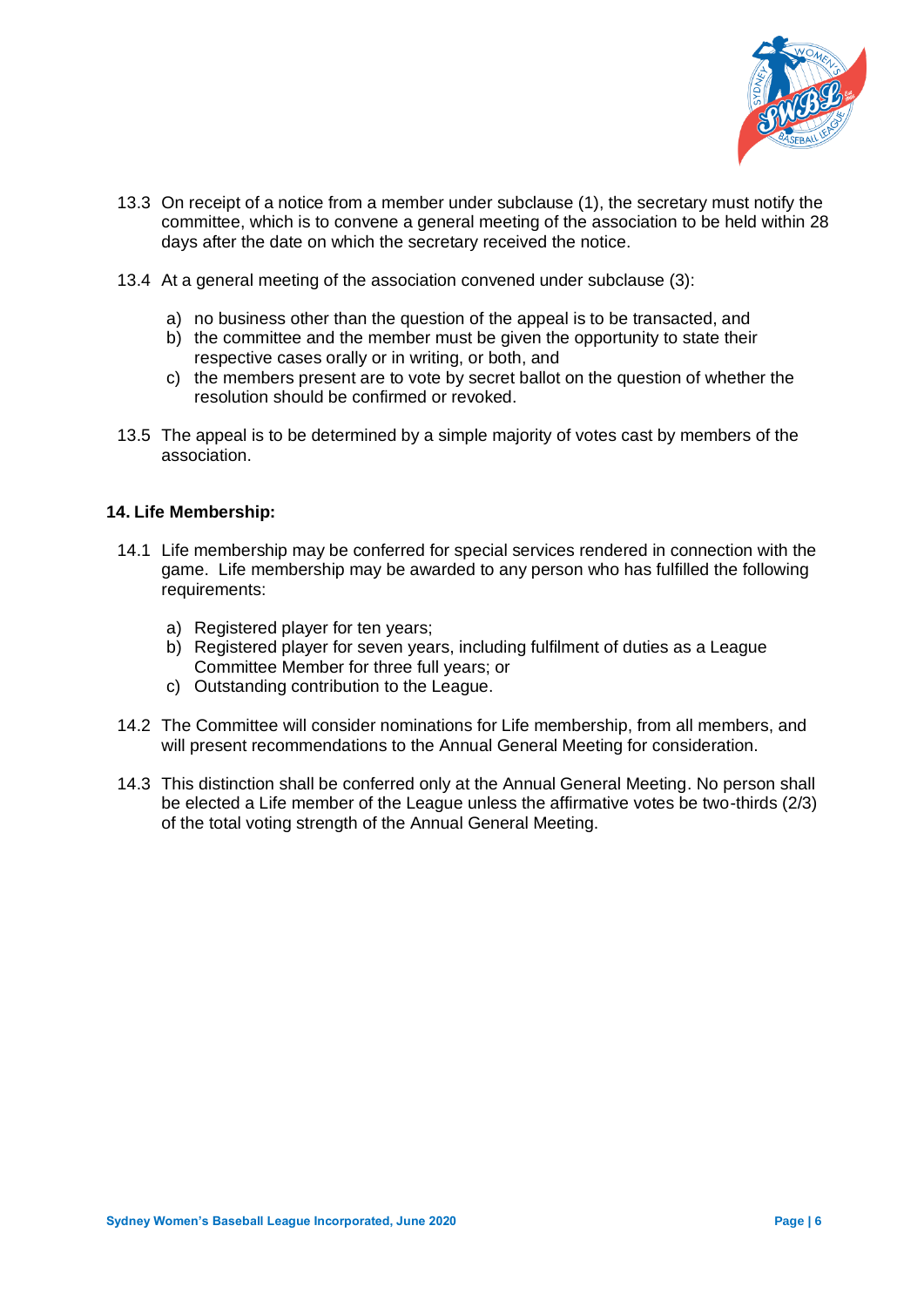13.3 On receipt of a notice from a member under subclause (1), the secretary must notify the committee, which is to convene a general meeting of the association to be held within 28 days after the date on which the secretary received the notice.

13.4 At a general meeting of the association convened under subclause (3):

a) no business other than the question of the appeal is to be transacted, and
b) the committee and the member must be given the opportunity to state their respective cases orally or in writing, or both, and
c) the members present are to vote by secret ballot on the question of whether the resolution should be confirmed or revoked.

13.5 The appeal is to be determined by a simple majority of votes cast by members of the association.

### 14. Life Membership:

14.1 Life membership may be conferred for special services rendered in connection with the game. Life membership may be awarded to any person who has fulfilled the following requirements:

a) Registered player for ten years;
b) Registered player for seven years, including fulfilment of duties as a League Committee Member for three full years; or
c) Outstanding contribution to the League.

14.2 The Committee will consider nominations for Life membership, from all members, and will present recommendations to the Annual General Meeting for consideration.

14.3 This distinction shall be conferred only at the Annual General Meeting. No person shall be elected a Life member of the League unless the affirmative votes be two-thirds (2/3) of the total voting strength of the Annual General Meeting.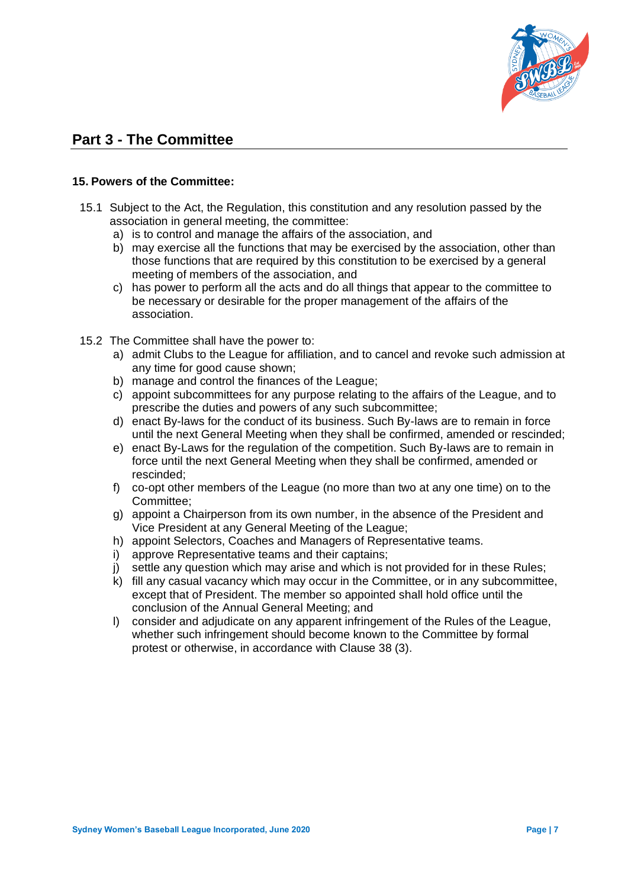## Part 3 - The Committee

### 15. Powers of the Committee:

15.1 Subject to the Act, the Regulation, this constitution and any resolution passed by the association in general meeting, the committee:

a) is to control and manage the affairs of the association, and
b) may exercise all the functions that may be exercised by the association, other than those functions that are required by this constitution to be exercised by a general meeting of members of the association, and
c) has power to perform all the acts and do all things that appear to the committee to be necessary or desirable for the proper management of the affairs of the association.

15.2 The Committee shall have the power to:

a) admit Clubs to the League for affiliation, and to cancel and revoke such admission at any time for good cause shown;
b) manage and control the finances of the League;
c) appoint subcommittees for any purpose relating to the affairs of the League, and to prescribe the duties and powers of any such subcommittee;
d) enact By-laws for the conduct of its business. Such By-laws are to remain in force until the next General Meeting when they shall be confirmed, amended or rescinded;
e) enact By-Laws for the regulation of the competition. Such By-laws are to remain in force until the next General Meeting when they shall be confirmed, amended or rescinded;
f) co-opt other members of the League (no more than two at any one time) on to the Committee;
g) appoint a Chairperson from its own number, in the absence of the President and Vice President at any General Meeting of the League;
h) appoint Selectors, Coaches and Managers of Representative teams.
i) approve Representative teams and their captains;
j) settle any question which may arise and which is not provided for in these Rules;
k) fill any casual vacancy which may occur in the Committee, or in any subcommittee, except that of President. The member so appointed shall hold office until the conclusion of the Annual General Meeting; and
l) consider and adjudicate on any apparent infringement of the Rules of the League, whether such infringement should become known to the Committee by formal protest or otherwise, in accordance with Clause 38 (3).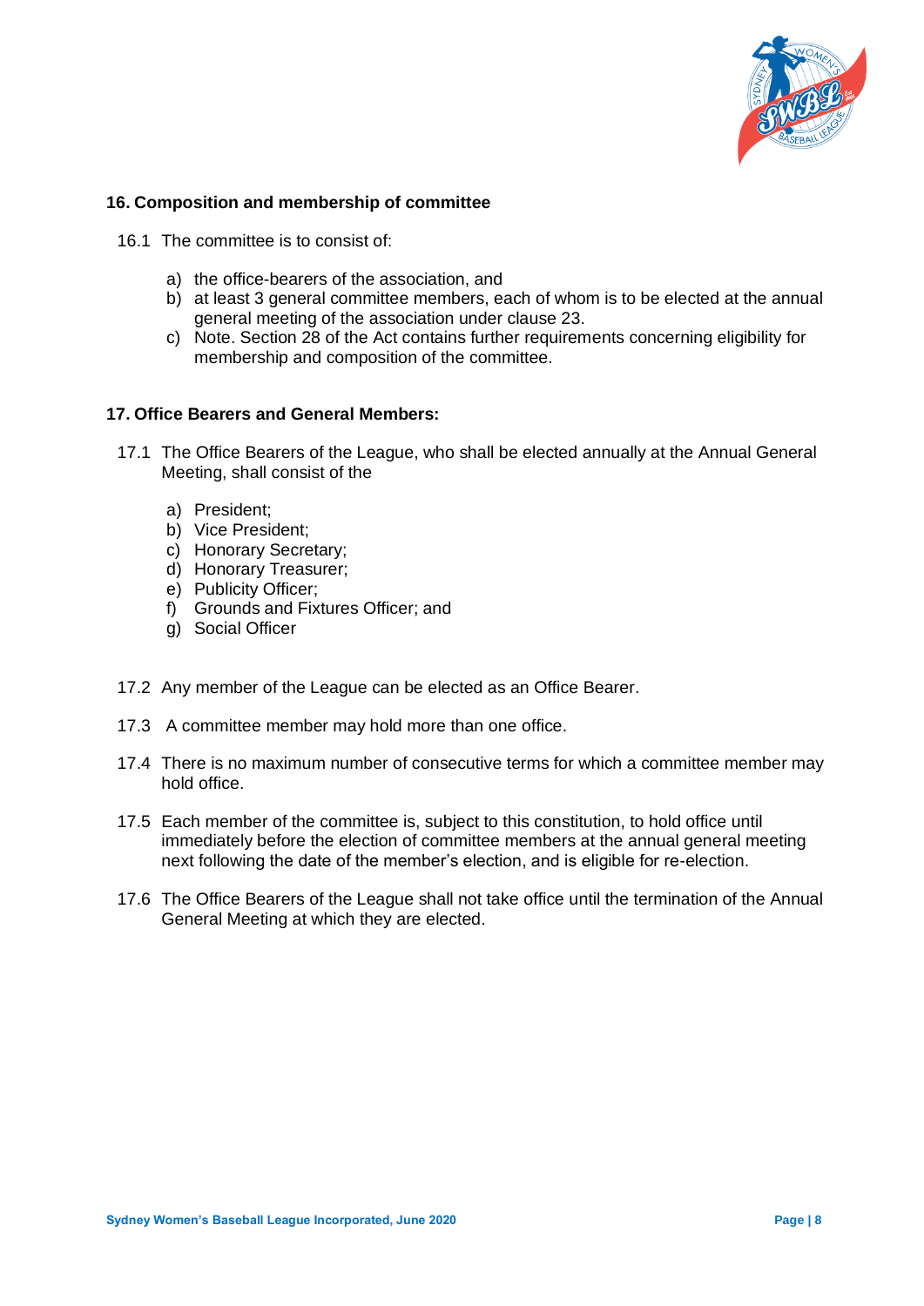### 16. Composition and membership of committee

16.1 The committee is to consist of:

a) the office-bearers of the association, and
b) at least 3 general committee members, each of whom is to be elected at the annual general meeting of the association under clause 23.
c) Note. Section 28 of the Act contains further requirements concerning eligibility for membership and composition of the committee.

### 17. Office Bearers and General Members:

17.1 The Office Bearers of the League, who shall be elected annually at the Annual General Meeting, shall consist of the

a) President;
b) Vice President;
c) Honorary Secretary;
d) Honorary Treasurer;
e) Publicity Officer;
f) Grounds and Fixtures Officer; and
g) Social Officer

17.2 Any member of the League can be elected as an Office Bearer.

17.3 A committee member may hold more than one office.

17.4 There is no maximum number of consecutive terms for which a committee member may hold office.

17.5 Each member of the committee is, subject to this constitution, to hold office until immediately before the election of committee members at the annual general meeting next following the date of the member's election, and is eligible for re-election.

17.6 The Office Bearers of the League shall not take office until the termination of the Annual General Meeting at which they are elected.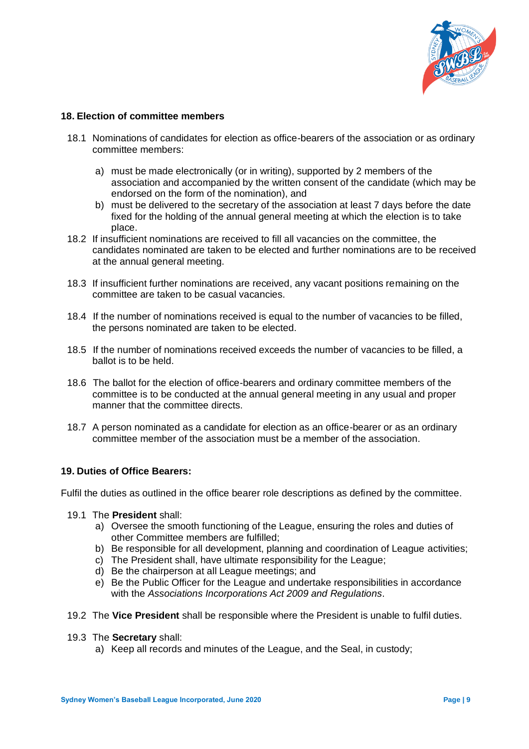## 18. Election of committee members

18.1 Nominations of candidates for election as office-bearers of the association or as ordinary committee members:

a) must be made electronically (or in writing), supported by 2 members of the association and accompanied by the written consent of the candidate (which may be endorsed on the form of the nomination), and
b) must be delivered to the secretary of the association at least 7 days before the date fixed for the holding of the annual general meeting at which the election is to take place.

18.2 If insufficient nominations are received to fill all vacancies on the committee, the candidates nominated are taken to be elected and further nominations are to be received at the annual general meeting.

18.3 If insufficient further nominations are received, any vacant positions remaining on the committee are taken to be casual vacancies.

18.4 If the number of nominations received is equal to the number of vacancies to be filled, the persons nominated are taken to be elected.

18.5 If the number of nominations received exceeds the number of vacancies to be filled, a ballot is to be held.

18.6 The ballot for the election of office-bearers and ordinary committee members of the committee is to be conducted at the annual general meeting in any usual and proper manner that the committee directs.

18.7 A person nominated as a candidate for election as an office-bearer or as an ordinary committee member of the association must be a member of the association.

## 19. Duties of Office Bearers:

Fulfil the duties as outlined in the office bearer role descriptions as defined by the committee.

19.1 The **President** shall:

a) Oversee the smooth functioning of the League, ensuring the roles and duties of other Committee members are fulfilled;
b) Be responsible for all development, planning and coordination of League activities;
c) The President shall, have ultimate responsibility for the League;
d) Be the chairperson at all League meetings; and
e) Be the Public Officer for the League and undertake responsibilities in accordance with the *Associations Incorporations Act 2009 and Regulations*.

19.2 The **Vice President** shall be responsible where the President is unable to fulfil duties.

19.3 The **Secretary** shall:

a) Keep all records and minutes of the League, and the Seal, in custody;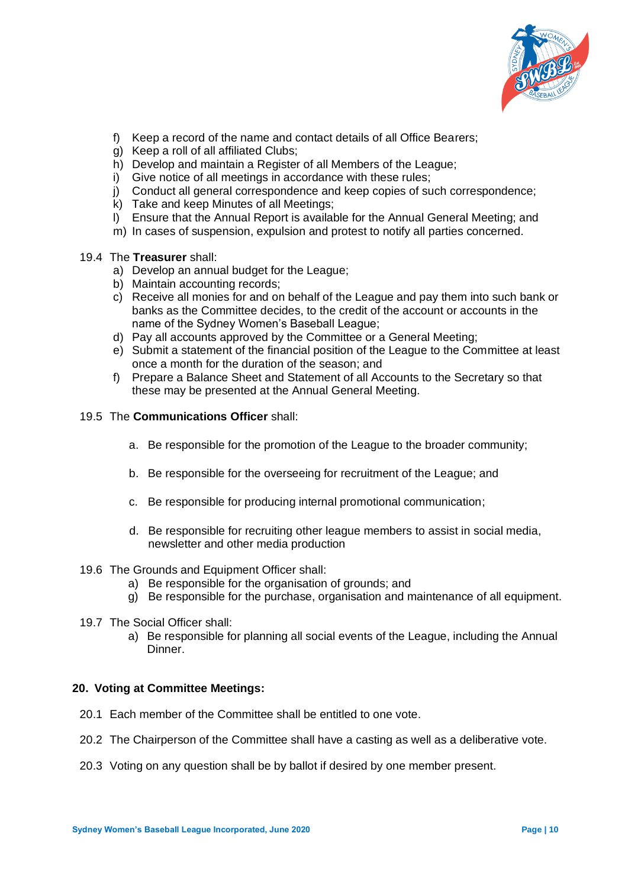f) Keep a record of the name and contact details of all Office Bearers;
g) Keep a roll of all affiliated Clubs;
h) Develop and maintain a Register of all Members of the League;
i) Give notice of all meetings in accordance with these rules;
j) Conduct all general correspondence and keep copies of such correspondence;
k) Take and keep Minutes of all Meetings;
l) Ensure that the Annual Report is available for the Annual General Meeting; and
m) In cases of suspension, expulsion and protest to notify all parties concerned.

19.4 The **Treasurer** shall:

a) Develop an annual budget for the League;
b) Maintain accounting records;
c) Receive all monies for and on behalf of the League and pay them into such bank or banks as the Committee decides, to the credit of the account or accounts in the name of the Sydney Women's Baseball League;
d) Pay all accounts approved by the Committee or a General Meeting;
e) Submit a statement of the financial position of the League to the Committee at least once a month for the duration of the season; and
f) Prepare a Balance Sheet and Statement of all Accounts to the Secretary so that these may be presented at the Annual General Meeting.

19.5 The **Communications Officer** shall:

a. Be responsible for the promotion of the League to the broader community;

b. Be responsible for the overseeing for recruitment of the League; and

c. Be responsible for producing internal promotional communication;

d. Be responsible for recruiting other league members to assist in social media, newsletter and other media production

19.6 The Grounds and Equipment Officer shall:

a) Be responsible for the organisation of grounds; and
g) Be responsible for the purchase, organisation and maintenance of all equipment.

19.7 The Social Officer shall:

a) Be responsible for planning all social events of the League, including the Annual Dinner.

## 20. Voting at Committee Meetings:

20.1 Each member of the Committee shall be entitled to one vote.

20.2 The Chairperson of the Committee shall have a casting as well as a deliberative vote.

20.3 Voting on any question shall be by ballot if desired by one member present.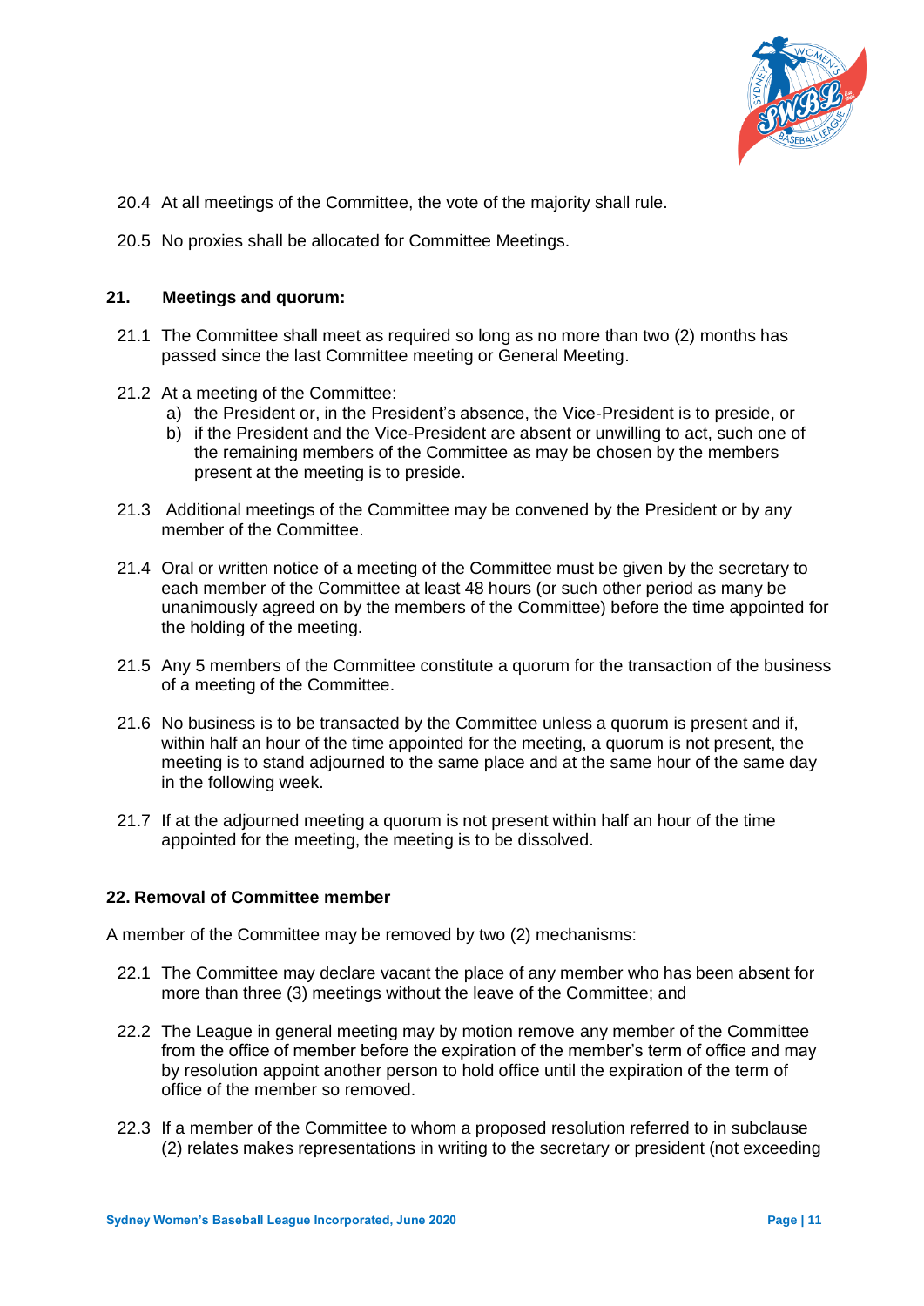20.4 At all meetings of the Committee, the vote of the majority shall rule.

20.5 No proxies shall be allocated for Committee Meetings.

## 21. Meetings and quorum:

21.1 The Committee shall meet as required so long as no more than two (2) months has passed since the last Committee meeting or General Meeting.

21.2 At a meeting of the Committee:

a) the President or, in the President's absence, the Vice-President is to preside, or
b) if the President and the Vice-President are absent or unwilling to act, such one of the remaining members of the Committee as may be chosen by the members present at the meeting is to preside.

21.3 Additional meetings of the Committee may be convened by the President or by any member of the Committee.

21.4 Oral or written notice of a meeting of the Committee must be given by the secretary to each member of the Committee at least 48 hours (or such other period as many be unanimously agreed on by the members of the Committee) before the time appointed for the holding of the meeting.

21.5 Any 5 members of the Committee constitute a quorum for the transaction of the business of a meeting of the Committee.

21.6 No business is to be transacted by the Committee unless a quorum is present and if, within half an hour of the time appointed for the meeting, a quorum is not present, the meeting is to stand adjourned to the same place and at the same hour of the same day in the following week.

21.7 If at the adjourned meeting a quorum is not present within half an hour of the time appointed for the meeting, the meeting is to be dissolved.

## 22. Removal of Committee member

A member of the Committee may be removed by two (2) mechanisms:

22.1 The Committee may declare vacant the place of any member who has been absent for more than three (3) meetings without the leave of the Committee; and

22.2 The League in general meeting may by motion remove any member of the Committee from the office of member before the expiration of the member's term of office and may by resolution appoint another person to hold office until the expiration of the term of office of the member so removed.

22.3 If a member of the Committee to whom a proposed resolution referred to in subclause (2) relates makes representations in writing to the secretary or president (not exceeding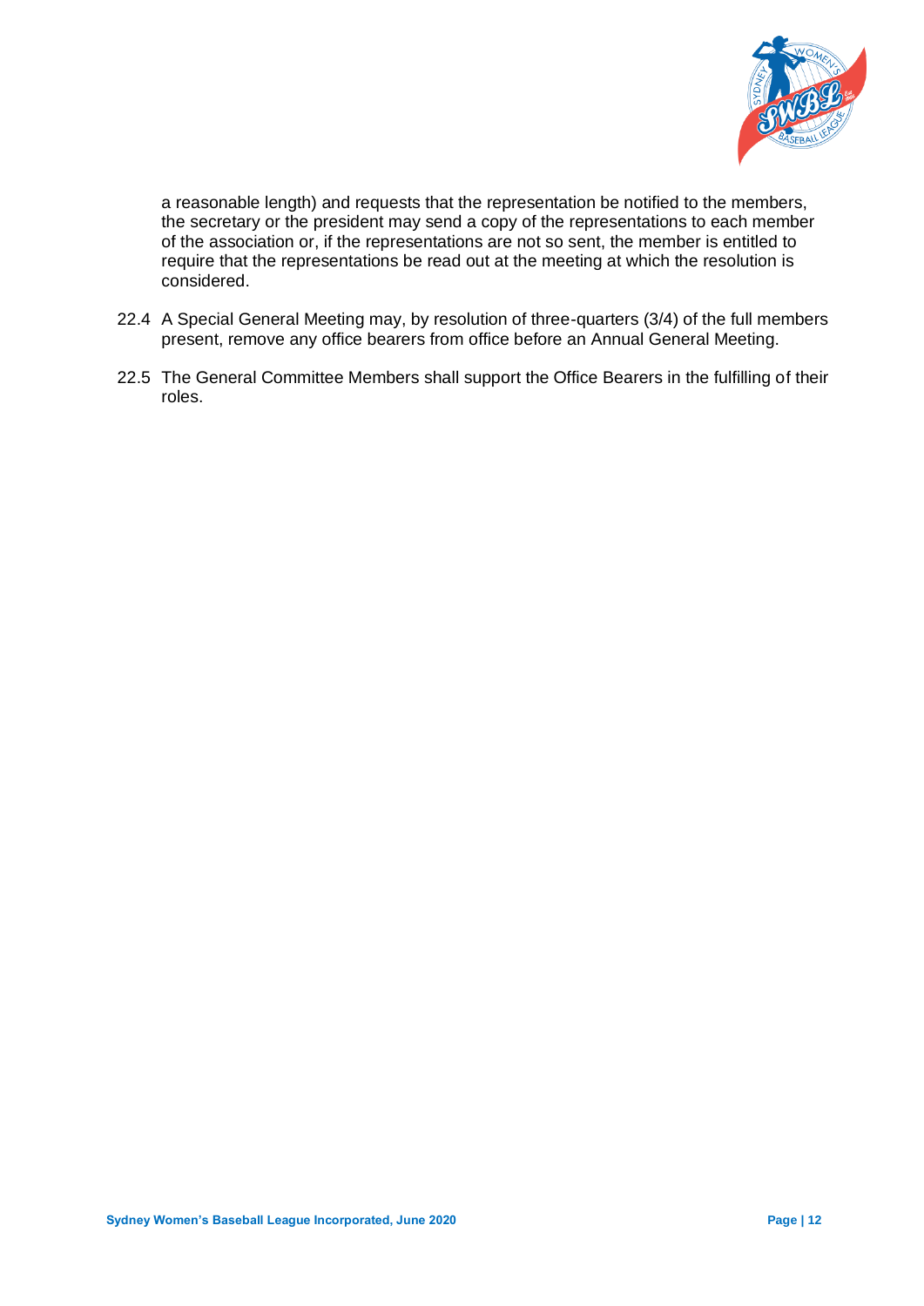a reasonable length) and requests that the representation be notified to the members, the secretary or the president may send a copy of the representations to each member of the association or, if the representations are not so sent, the member is entitled to require that the representations be read out at the meeting at which the resolution is considered.

22.4 A Special General Meeting may, by resolution of three-quarters (3/4) of the full members present, remove any office bearers from office before an Annual General Meeting.

22.5 The General Committee Members shall support the Office Bearers in the fulfilling of their roles.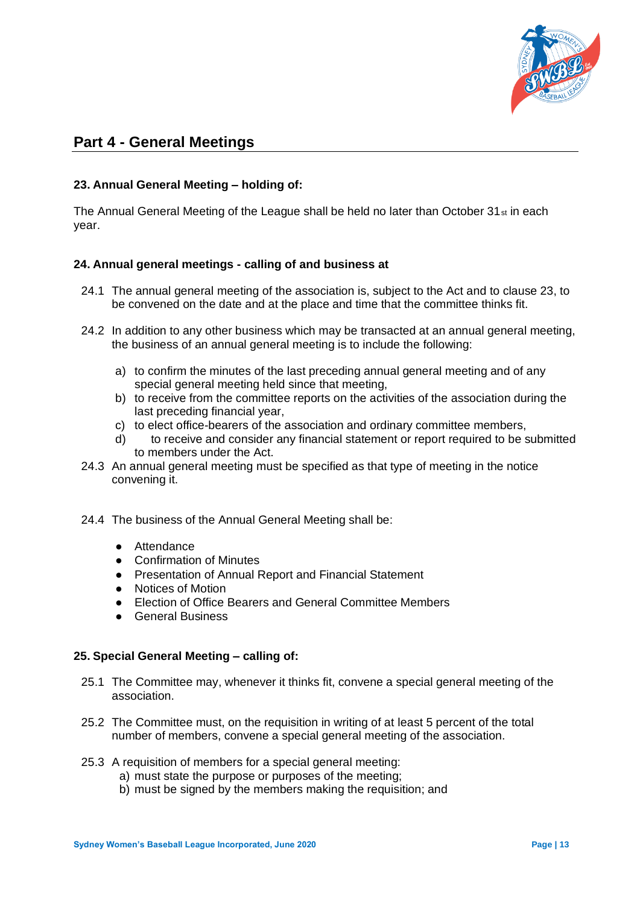## Part 4 - General Meetings

### 23. Annual General Meeting – holding of:

The Annual General Meeting of the League shall be held no later than October 31st in each year.

### 24. Annual general meetings - calling of and business at

24.1 The annual general meeting of the association is, subject to the Act and to clause 23, to be convened on the date and at the place and time that the committee thinks fit.

24.2 In addition to any other business which may be transacted at an annual general meeting, the business of an annual general meeting is to include the following:

a) to confirm the minutes of the last preceding annual general meeting and of any special general meeting held since that meeting,
b) to receive from the committee reports on the activities of the association during the last preceding financial year,
c) to elect office-bearers of the association and ordinary committee members,
d) to receive and consider any financial statement or report required to be submitted to members under the Act.

24.3 An annual general meeting must be specified as that type of meeting in the notice convening it.

24.4 The business of the Annual General Meeting shall be:

- Attendance
- Confirmation of Minutes
- Presentation of Annual Report and Financial Statement
- Notices of Motion
- Election of Office Bearers and General Committee Members
- General Business

### 25. Special General Meeting – calling of:

25.1 The Committee may, whenever it thinks fit, convene a special general meeting of the association.

25.2 The Committee must, on the requisition in writing of at least 5 percent of the total number of members, convene a special general meeting of the association.

25.3 A requisition of members for a special general meeting:

a) must state the purpose or purposes of the meeting;
b) must be signed by the members making the requisition; and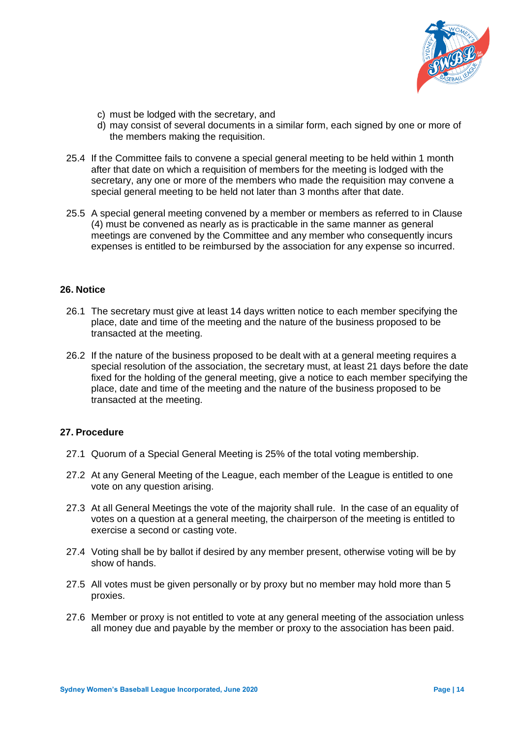c) must be lodged with the secretary, and
d) may consist of several documents in a similar form, each signed by one or more of the members making the requisition.

25.4 If the Committee fails to convene a special general meeting to be held within 1 month after that date on which a requisition of members for the meeting is lodged with the secretary, any one or more of the members who made the requisition may convene a special general meeting to be held not later than 3 months after that date.

25.5 A special general meeting convened by a member or members as referred to in Clause (4) must be convened as nearly as is practicable in the same manner as general meetings are convened by the Committee and any member who consequently incurs expenses is entitled to be reimbursed by the association for any expense so incurred.

## 26. Notice

26.1 The secretary must give at least 14 days written notice to each member specifying the place, date and time of the meeting and the nature of the business proposed to be transacted at the meeting.

26.2 If the nature of the business proposed to be dealt with at a general meeting requires a special resolution of the association, the secretary must, at least 21 days before the date fixed for the holding of the general meeting, give a notice to each member specifying the place, date and time of the meeting and the nature of the business proposed to be transacted at the meeting.

## 27. Procedure

27.1 Quorum of a Special General Meeting is 25% of the total voting membership.

27.2 At any General Meeting of the League, each member of the League is entitled to one vote on any question arising.

27.3 At all General Meetings the vote of the majority shall rule. In the case of an equality of votes on a question at a general meeting, the chairperson of the meeting is entitled to exercise a second or casting vote.

27.4 Voting shall be by ballot if desired by any member present, otherwise voting will be by show of hands.

27.5 All votes must be given personally or by proxy but no member may hold more than 5 proxies.

27.6 Member or proxy is not entitled to vote at any general meeting of the association unless all money due and payable by the member or proxy to the association has been paid.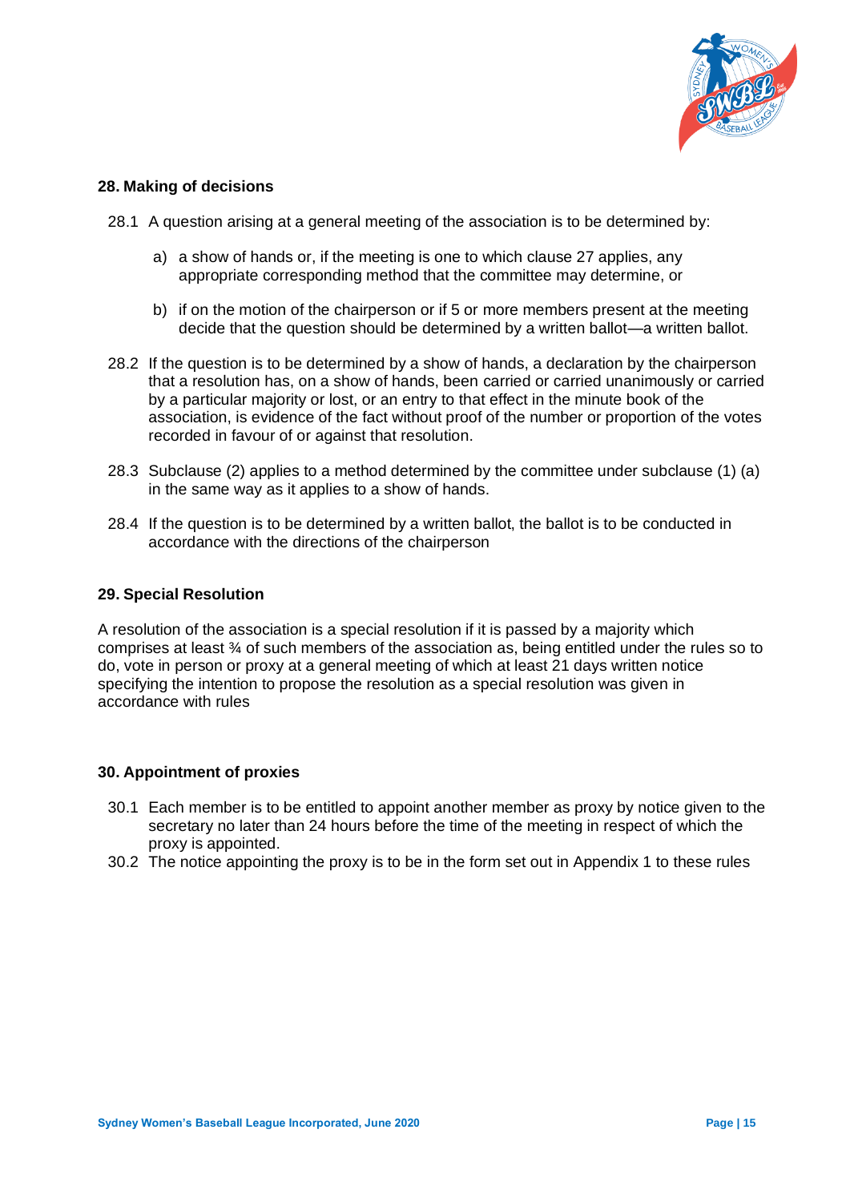## 28. Making of decisions

28.1 A question arising at a general meeting of the association is to be determined by:

a) a show of hands or, if the meeting is one to which clause 27 applies, any appropriate corresponding method that the committee may determine, or

b) if on the motion of the chairperson or if 5 or more members present at the meeting decide that the question should be determined by a written ballot—a written ballot.

28.2 If the question is to be determined by a show of hands, a declaration by the chairperson that a resolution has, on a show of hands, been carried or carried unanimously or carried by a particular majority or lost, or an entry to that effect in the minute book of the association, is evidence of the fact without proof of the number or proportion of the votes recorded in favour of or against that resolution.

28.3 Subclause (2) applies to a method determined by the committee under subclause (1) (a) in the same way as it applies to a show of hands.

28.4 If the question is to be determined by a written ballot, the ballot is to be conducted in accordance with the directions of the chairperson

## 29. Special Resolution

A resolution of the association is a special resolution if it is passed by a majority which comprises at least ¾ of such members of the association as, being entitled under the rules so to do, vote in person or proxy at a general meeting of which at least 21 days written notice specifying the intention to propose the resolution as a special resolution was given in accordance with rules

## 30. Appointment of proxies

30.1 Each member is to be entitled to appoint another member as proxy by notice given to the secretary no later than 24 hours before the time of the meeting in respect of which the proxy is appointed.

30.2 The notice appointing the proxy is to be in the form set out in Appendix 1 to these rules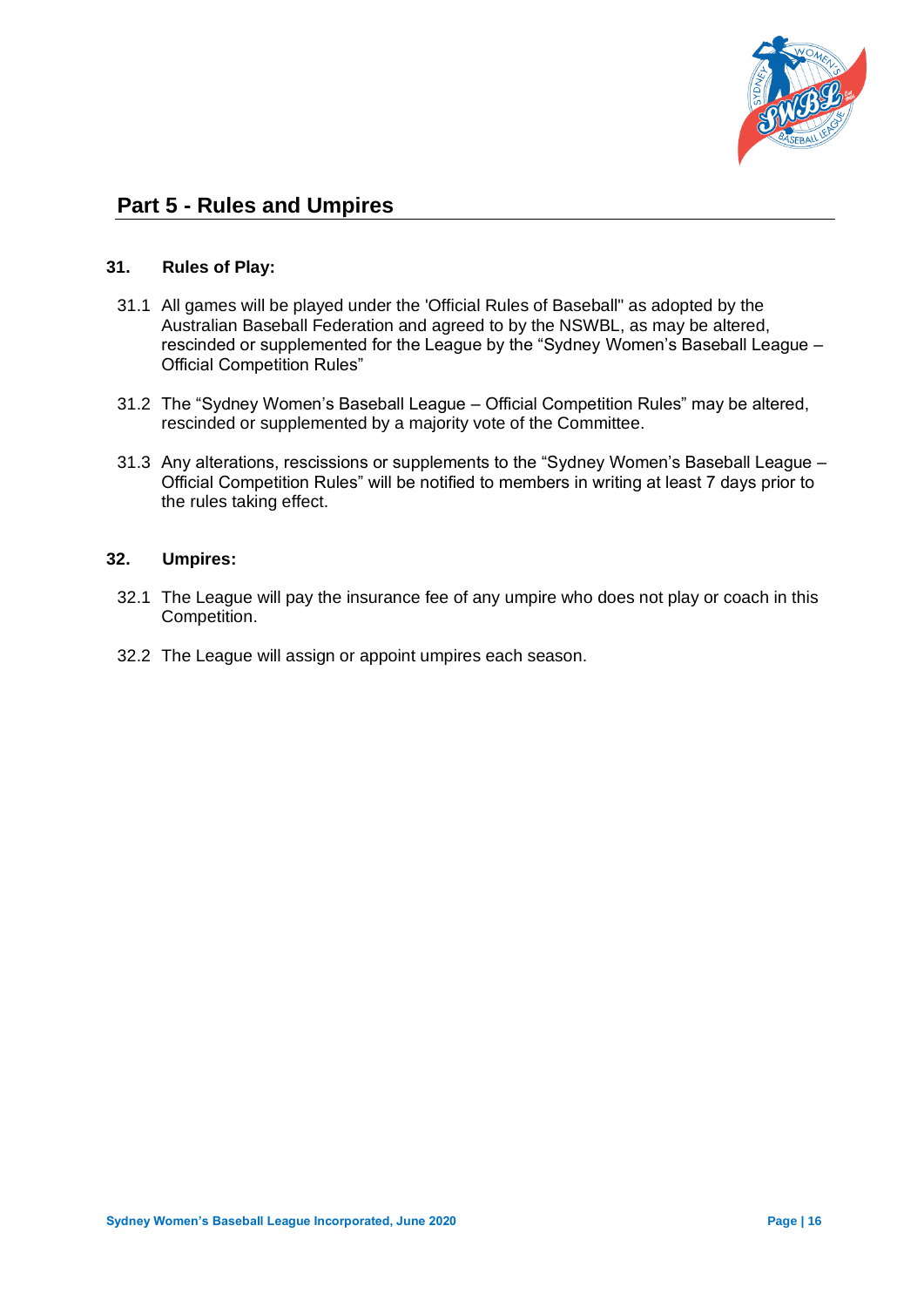## Part 5 - Rules and Umpires

### 31. Rules of Play:

31.1 All games will be played under the 'Official Rules of Baseball" as adopted by the Australian Baseball Federation and agreed to by the NSWBL, as may be altered, rescinded or supplemented for the League by the “Sydney Women’s Baseball League – Official Competition Rules”

31.2 The “Sydney Women’s Baseball League – Official Competition Rules” may be altered, rescinded or supplemented by a majority vote of the Committee.

31.3 Any alterations, rescissions or supplements to the “Sydney Women’s Baseball League – Official Competition Rules” will be notified to members in writing at least 7 days prior to the rules taking effect.

### 32. Umpires:

32.1 The League will pay the insurance fee of any umpire who does not play or coach in this Competition.

32.2 The League will assign or appoint umpires each season.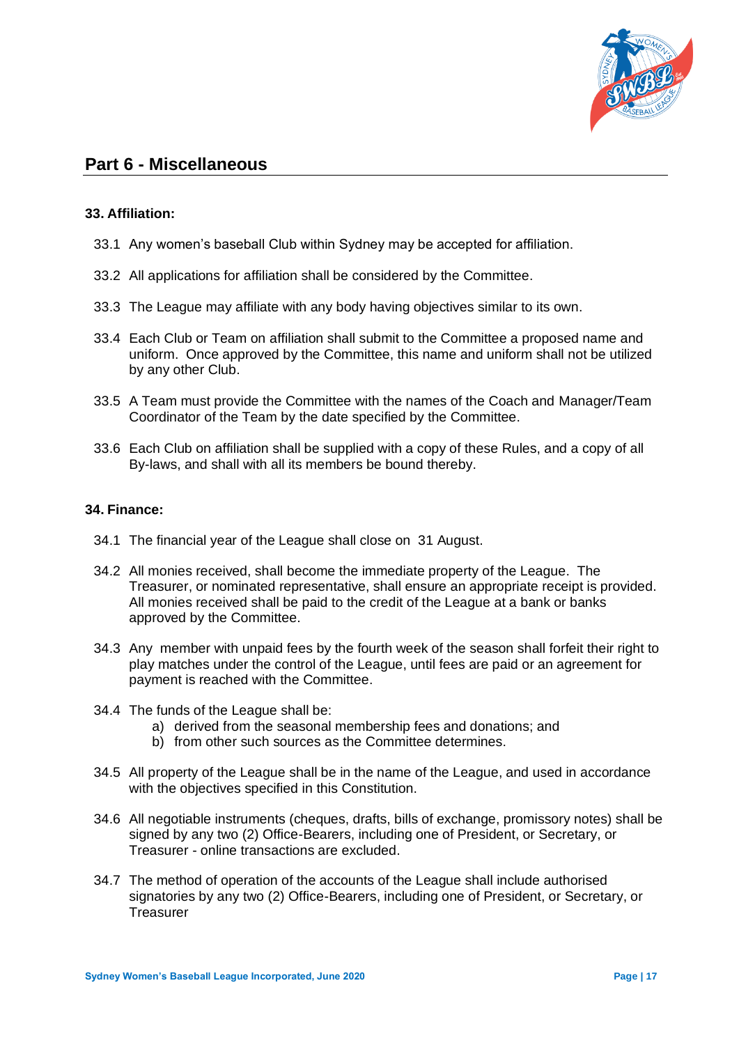## Part 6 - Miscellaneous

### 33. Affiliation:

33.1 Any women's baseball Club within Sydney may be accepted for affiliation.

33.2 All applications for affiliation shall be considered by the Committee.

33.3 The League may affiliate with any body having objectives similar to its own.

33.4 Each Club or Team on affiliation shall submit to the Committee a proposed name and uniform. Once approved by the Committee, this name and uniform shall not be utilized by any other Club.

33.5 A Team must provide the Committee with the names of the Coach and Manager/Team Coordinator of the Team by the date specified by the Committee.

33.6 Each Club on affiliation shall be supplied with a copy of these Rules, and a copy of all By-laws, and shall with all its members be bound thereby.

### 34. Finance:

34.1 The financial year of the League shall close on 31 August.

34.2 All monies received, shall become the immediate property of the League. The Treasurer, or nominated representative, shall ensure an appropriate receipt is provided. All monies received shall be paid to the credit of the League at a bank or banks approved by the Committee.

34.3 Any member with unpaid fees by the fourth week of the season shall forfeit their right to play matches under the control of the League, until fees are paid or an agreement for payment is reached with the Committee.

34.4 The funds of the League shall be:

a) derived from the seasonal membership fees and donations; and

b) from other such sources as the Committee determines.

34.5 All property of the League shall be in the name of the League, and used in accordance with the objectives specified in this Constitution.

34.6 All negotiable instruments (cheques, drafts, bills of exchange, promissory notes) shall be signed by any two (2) Office-Bearers, including one of President, or Secretary, or Treasurer - online transactions are excluded.

34.7 The method of operation of the accounts of the League shall include authorised signatories by any two (2) Office-Bearers, including one of President, or Secretary, or Treasurer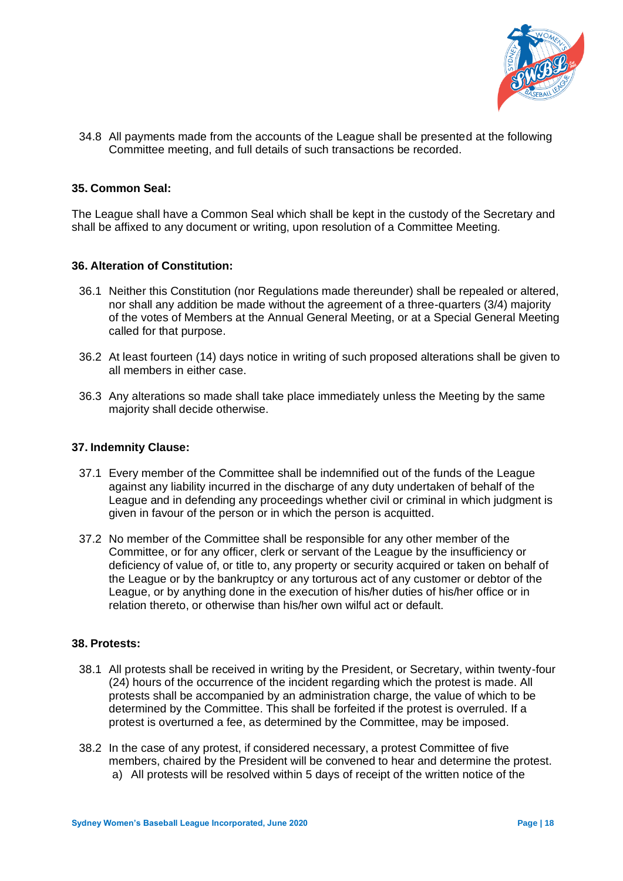34.8 All payments made from the accounts of the League shall be presented at the following Committee meeting, and full details of such transactions be recorded.

**35. Common Seal:**

The League shall have a Common Seal which shall be kept in the custody of the Secretary and shall be affixed to any document or writing, upon resolution of a Committee Meeting.

**36. Alteration of Constitution:**

36.1 Neither this Constitution (nor Regulations made thereunder) shall be repealed or altered, nor shall any addition be made without the agreement of a three-quarters (3/4) majority of the votes of Members at the Annual General Meeting, or at a Special General Meeting called for that purpose.

36.2 At least fourteen (14) days notice in writing of such proposed alterations shall be given to all members in either case.

36.3 Any alterations so made shall take place immediately unless the Meeting by the same majority shall decide otherwise.

**37. Indemnity Clause:**

37.1 Every member of the Committee shall be indemnified out of the funds of the League against any liability incurred in the discharge of any duty undertaken of behalf of the League and in defending any proceedings whether civil or criminal in which judgment is given in favour of the person or in which the person is acquitted.

37.2 No member of the Committee shall be responsible for any other member of the Committee, or for any officer, clerk or servant of the League by the insufficiency or deficiency of value of, or title to, any property or security acquired or taken on behalf of the League or by the bankruptcy or any torturous act of any customer or debtor of the League, or by anything done in the execution of his/her duties of his/her office or in relation thereto, or otherwise than his/her own wilful act or default.

**38. Protests:**

38.1 All protests shall be received in writing by the President, or Secretary, within twenty-four (24) hours of the occurrence of the incident regarding which the protest is made. All protests shall be accompanied by an administration charge, the value of which to be determined by the Committee. This shall be forfeited if the protest is overruled. If a protest is overturned a fee, as determined by the Committee, may be imposed.

38.2 In the case of any protest, if considered necessary, a protest Committee of five members, chaired by the President will be convened to hear and determine the protest.

a) All protests will be resolved within 5 days of receipt of the written notice of the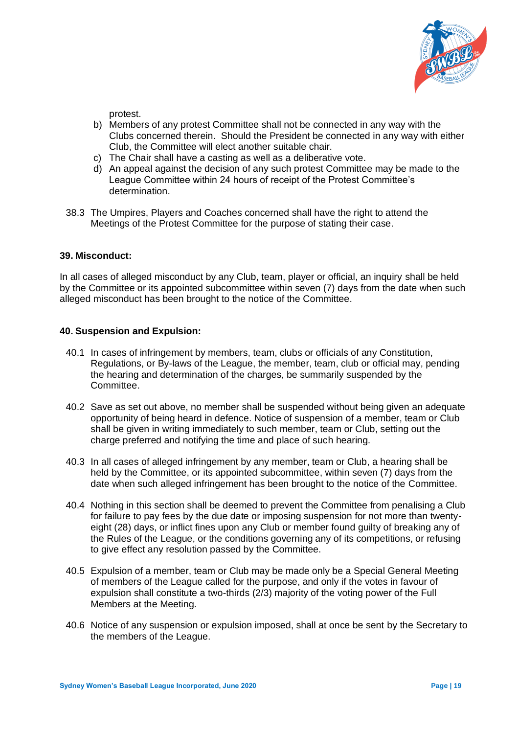protest.

b) Members of any protest Committee shall not be connected in any way with the Clubs concerned therein. Should the President be connected in any way with either Club, the Committee will elect another suitable chair.
c) The Chair shall have a casting as well as a deliberative vote.
d) An appeal against the decision of any such protest Committee may be made to the League Committee within 24 hours of receipt of the Protest Committee's determination.

38.3 The Umpires, Players and Coaches concerned shall have the right to attend the Meetings of the Protest Committee for the purpose of stating their case.

**39. Misconduct:**

In all cases of alleged misconduct by any Club, team, player or official, an inquiry shall be held by the Committee or its appointed subcommittee within seven (7) days from the date when such alleged misconduct has been brought to the notice of the Committee.

**40. Suspension and Expulsion:**

40.1 In cases of infringement by members, team, clubs or officials of any Constitution, Regulations, or By-laws of the League, the member, team, club or official may, pending the hearing and determination of the charges, be summarily suspended by the Committee.

40.2 Save as set out above, no member shall be suspended without being given an adequate opportunity of being heard in defence. Notice of suspension of a member, team or Club shall be given in writing immediately to such member, team or Club, setting out the charge preferred and notifying the time and place of such hearing.

40.3 In all cases of alleged infringement by any member, team or Club, a hearing shall be held by the Committee, or its appointed subcommittee, within seven (7) days from the date when such alleged infringement has been brought to the notice of the Committee.

40.4 Nothing in this section shall be deemed to prevent the Committee from penalising a Club for failure to pay fees by the due date or imposing suspension for not more than twenty-eight (28) days, or inflict fines upon any Club or member found guilty of breaking any of the Rules of the League, or the conditions governing any of its competitions, or refusing to give effect any resolution passed by the Committee.

40.5 Expulsion of a member, team or Club may be made only be a Special General Meeting of members of the League called for the purpose, and only if the votes in favour of expulsion shall constitute a two-thirds (2/3) majority of the voting power of the Full Members at the Meeting.

40.6 Notice of any suspension or expulsion imposed, shall at once be sent by the Secretary to the members of the League.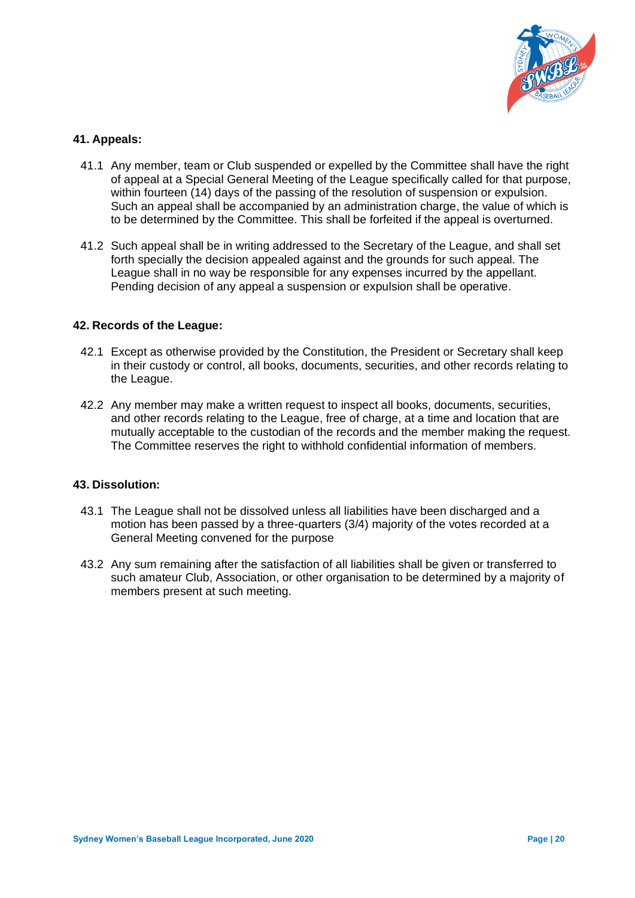### 41. Appeals:

41.1 Any member, team or Club suspended or expelled by the Committee shall have the right of appeal at a Special General Meeting of the League specifically called for that purpose, within fourteen (14) days of the passing of the resolution of suspension or expulsion. Such an appeal shall be accompanied by an administration charge, the value of which is to be determined by the Committee. This shall be forfeited if the appeal is overturned.

41.2 Such appeal shall be in writing addressed to the Secretary of the League, and shall set forth specially the decision appealed against and the grounds for such appeal. The League shall in no way be responsible for any expenses incurred by the appellant. Pending decision of any appeal a suspension or expulsion shall be operative.

### 42. Records of the League:

42.1 Except as otherwise provided by the Constitution, the President or Secretary shall keep in their custody or control, all books, documents, securities, and other records relating to the League.

42.2 Any member may make a written request to inspect all books, documents, securities, and other records relating to the League, free of charge, at a time and location that are mutually acceptable to the custodian of the records and the member making the request. The Committee reserves the right to withhold confidential information of members.

### 43. Dissolution:

43.1 The League shall not be dissolved unless all liabilities have been discharged and a motion has been passed by a three-quarters (3/4) majority of the votes recorded at a General Meeting convened for the purpose

43.2 Any sum remaining after the satisfaction of all liabilities shall be given or transferred to such amateur Club, Association, or other organisation to be determined by a majority of members present at such meeting.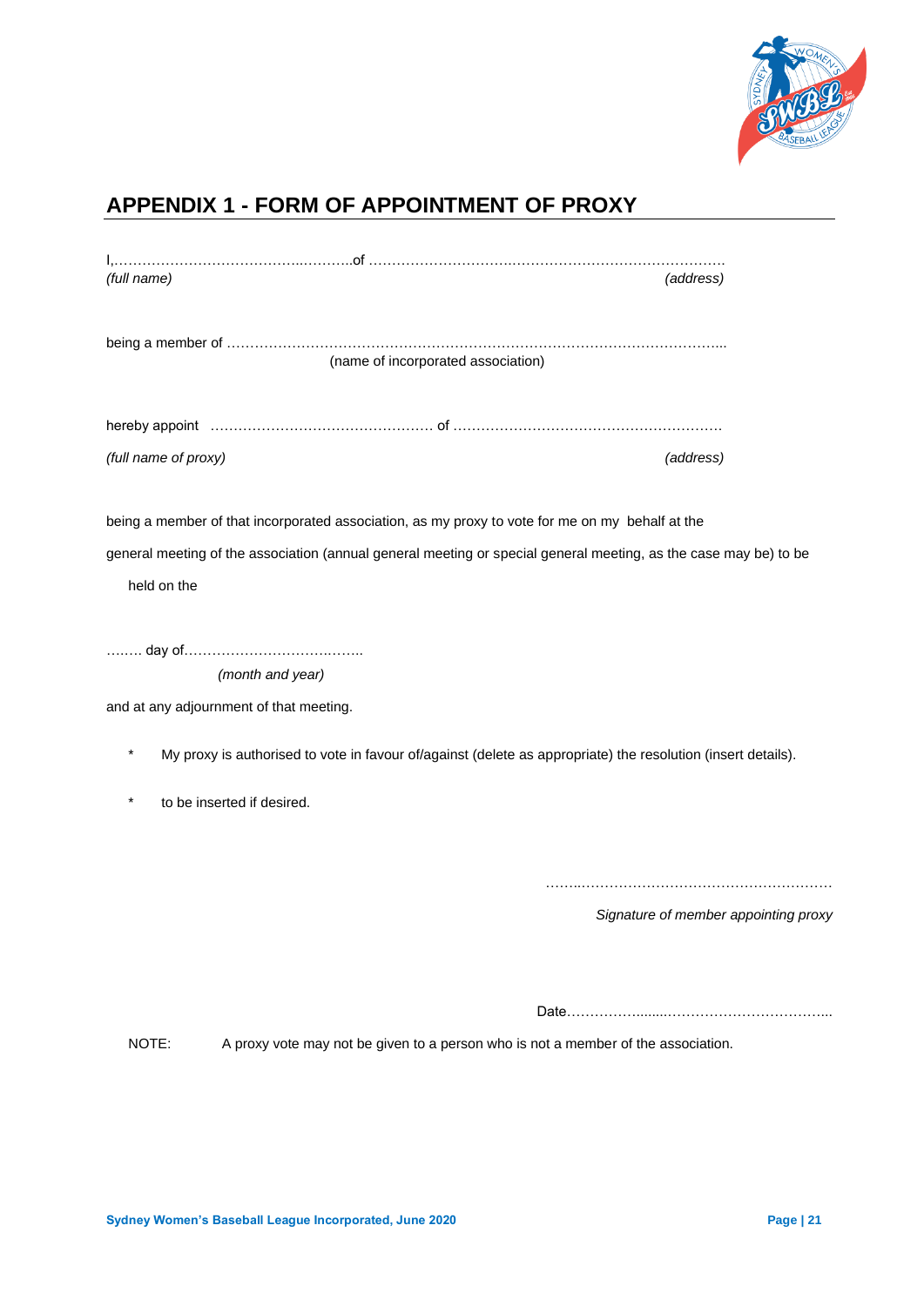## APPENDIX 1 - FORM OF APPOINTMENT OF PROXY

I,……………………………………..………..of ………………………….…………………………………….
*(full name)* *(address)*

being a member of ………………………………………………………………………………………………...
(name of incorporated association)

hereby appoint ………………………………………… of ………………………………………………….
*(full name of proxy)* *(address)*

being a member of that incorporated association, as my proxy to vote for me on my behalf at the

general meeting of the association (annual general meeting or special general meeting, as the case may be) to be

held on the

….…. day of……………………………….……..
*(month and year)*

and at any adjournment of that meeting.

\* My proxy is authorised to vote in favour of/against (delete as appropriate) the resolution (insert details).

\* to be inserted if desired.

……..………………………………………………
*Signature of member appointing proxy*

Date………………........……………………………...

NOTE: A proxy vote may not be given to a person who is not a member of the association.